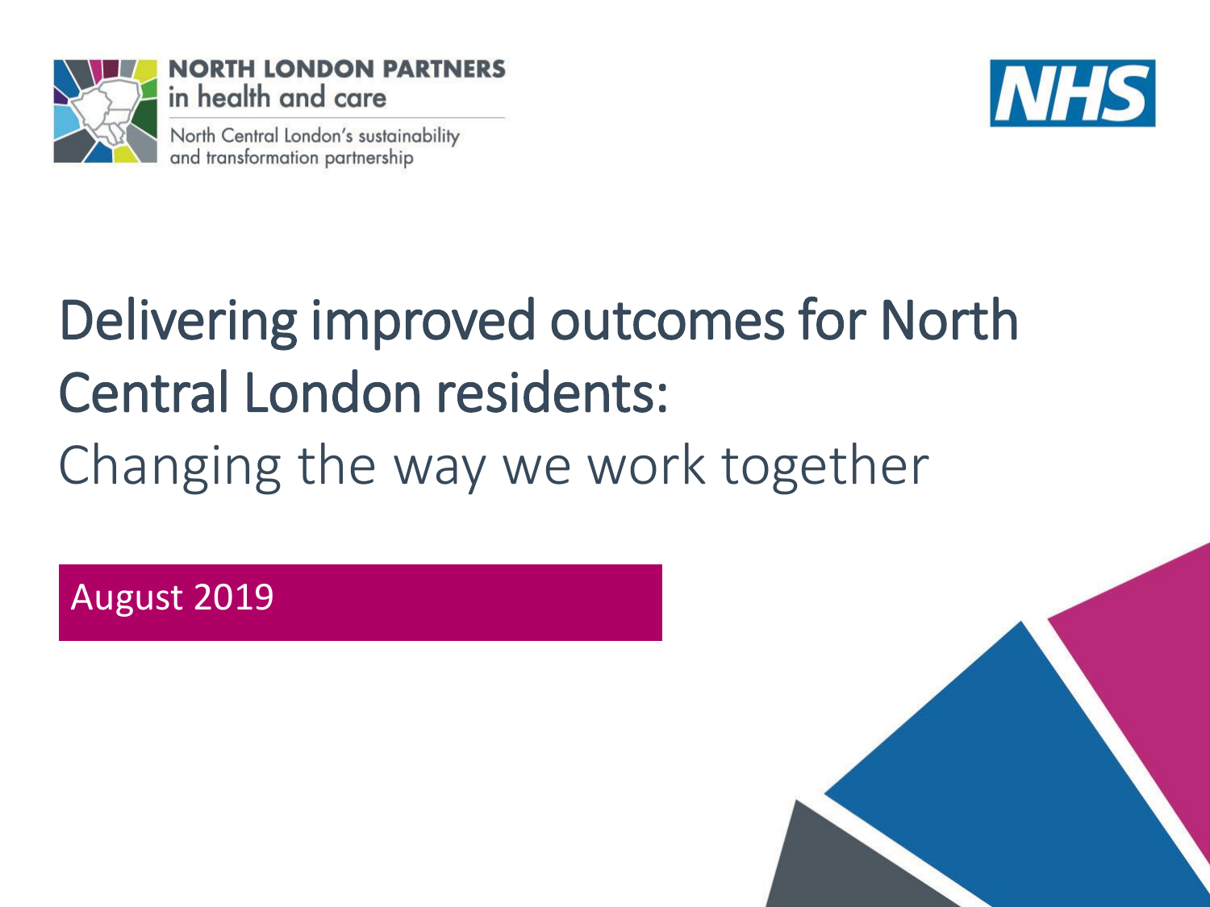NORTH LONDON PARTNERS in health and care

North Central London's sustainability and transformation partnership

NHS

# Delivering improved outcomes for North Central London residents:

## Changing the way we work together

August 2019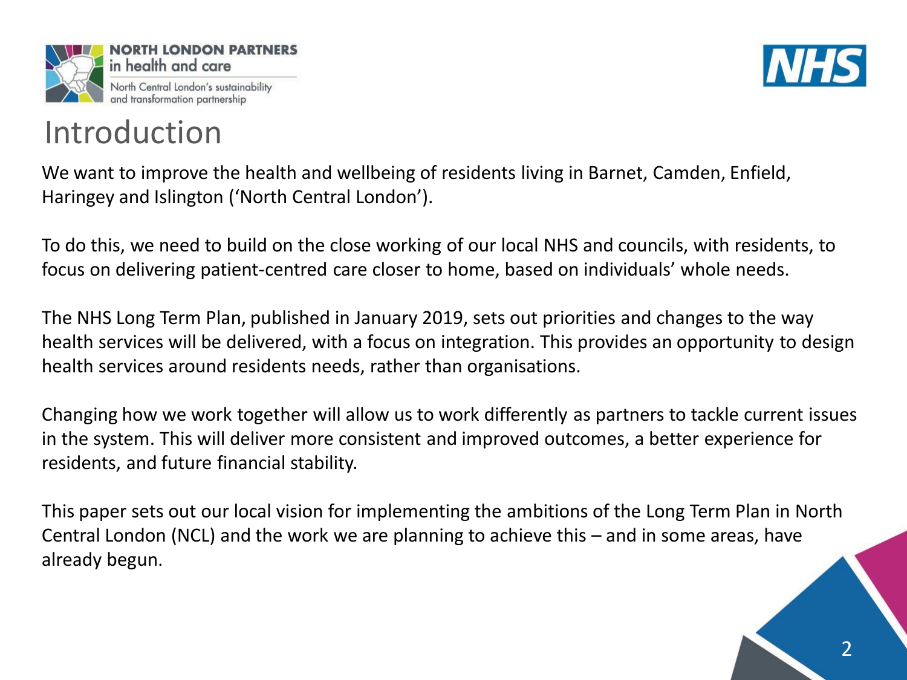# Introduction

We want to improve the health and wellbeing of residents living in Barnet, Camden, Enfield, Haringey and Islington ('North Central London').

To do this, we need to build on the close working of our local NHS and councils, with residents, to focus on delivering patient-centred care closer to home, based on individuals' whole needs.

The NHS Long Term Plan, published in January 2019, sets out priorities and changes to the way health services will be delivered, with a focus on integration. This provides an opportunity to design health services around residents needs, rather than organisations.

Changing how we work together will allow us to work differently as partners to tackle current issues in the system. This will deliver more consistent and improved outcomes, a better experience for residents, and future financial stability.

This paper sets out our local vision for implementing the ambitions of the Long Term Plan in North Central London (NCL) and the work we are planning to achieve this – and in some areas, have already begun.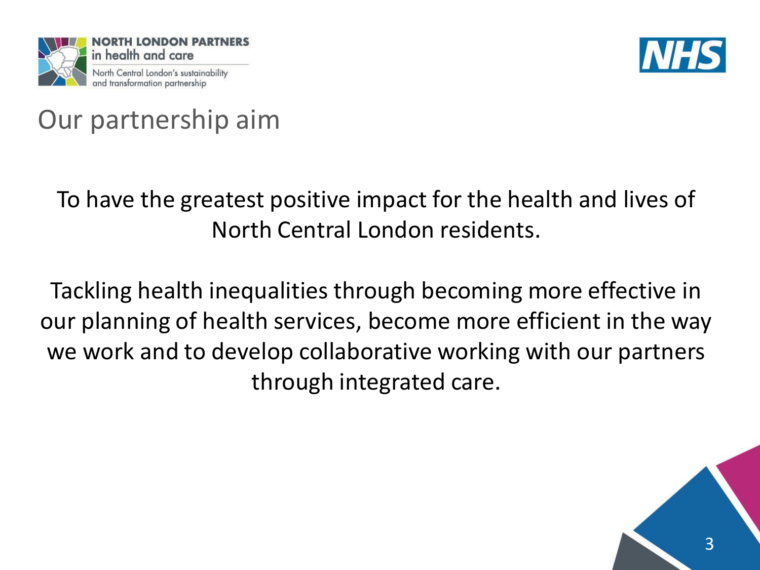# Our partnership aim

To have the greatest positive impact for the health and lives of North Central London residents.

Tackling health inequalities through becoming more effective in our planning of health services, become more efficient in the way we work and to develop collaborative working with our partners through integrated care.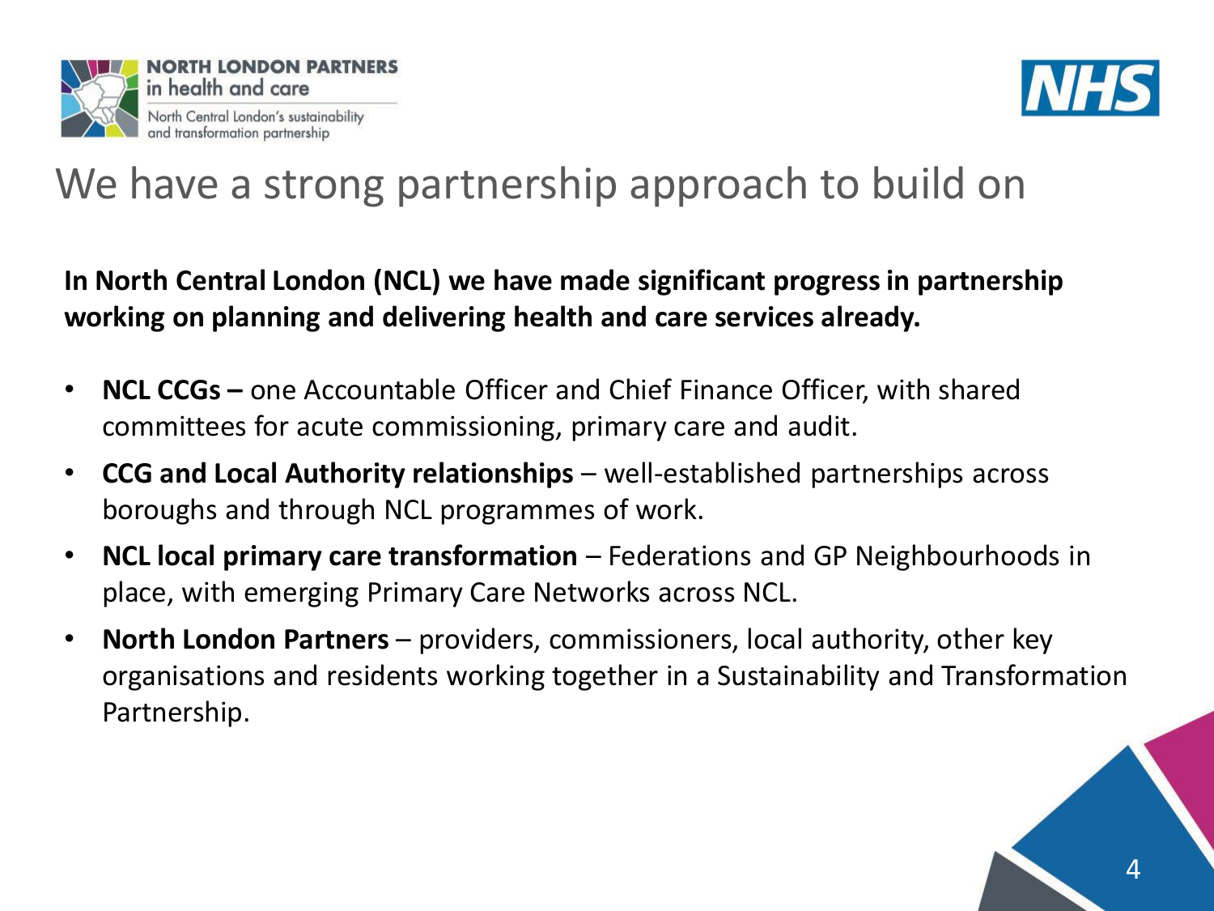# We have a strong partnership approach to build on

**In North Central London (NCL) we have made significant progress in partnership working on planning and delivering health and care services already.**

- **NCL CCGs –** one Accountable Officer and Chief Finance Officer, with shared committees for acute commissioning, primary care and audit.
- **CCG and Local Authority relationships** – well-established partnerships across boroughs and through NCL programmes of work.
- **NCL local primary care transformation** – Federations and GP Neighbourhoods in place, with emerging Primary Care Networks across NCL.
- **North London Partners** – providers, commissioners, local authority, other key organisations and residents working together in a Sustainability and Transformation Partnership.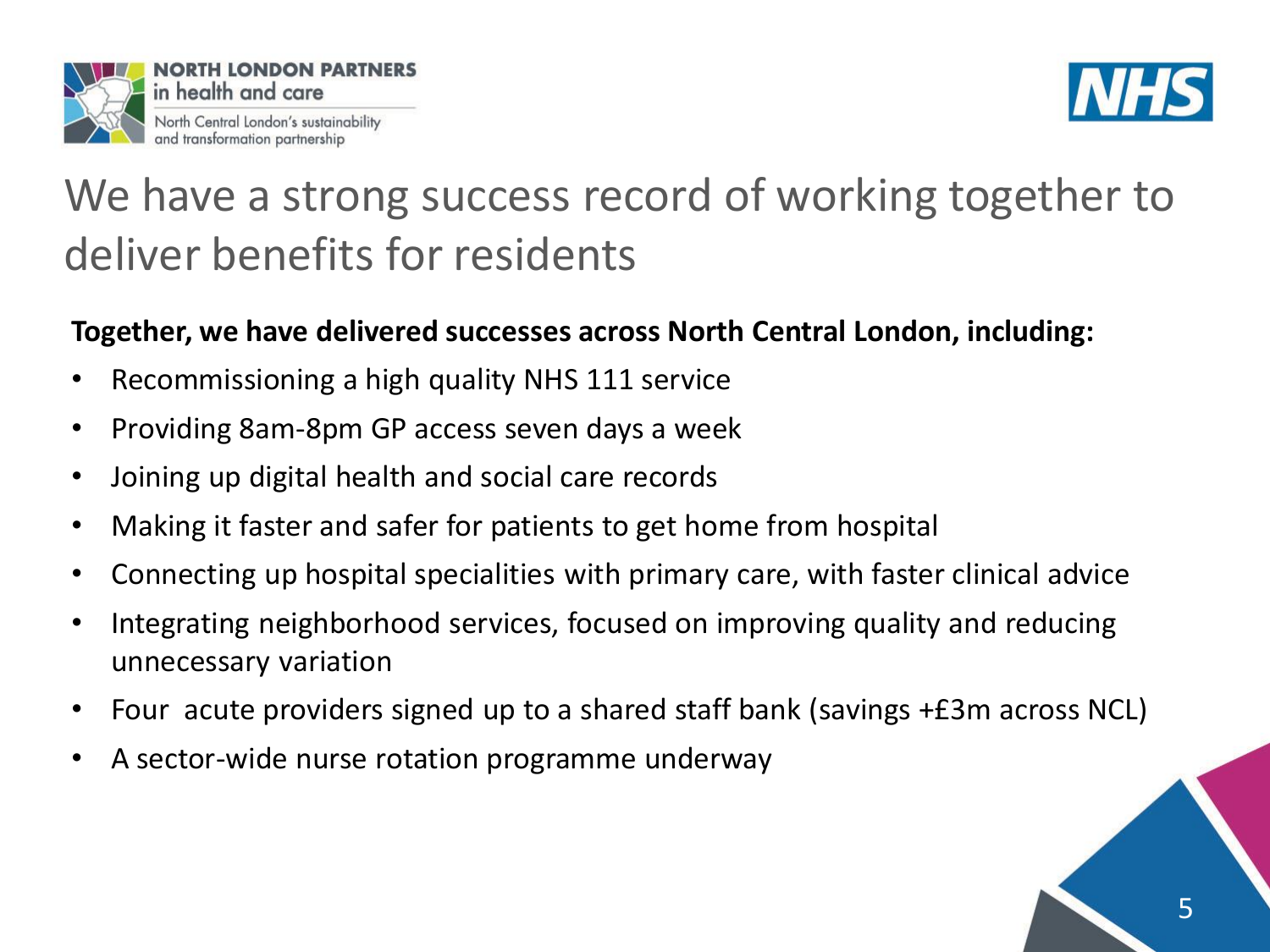# We have a strong success record of working together to deliver benefits for residents

**Together, we have delivered successes across North Central London, including:**

- Recommissioning a high quality NHS 111 service
- Providing 8am-8pm GP access seven days a week
- Joining up digital health and social care records
- Making it faster and safer for patients to get home from hospital
- Connecting up hospital specialities with primary care, with faster clinical advice
- Integrating neighborhood services, focused on improving quality and reducing unnecessary variation
- Four acute providers signed up to a shared staff bank (savings +£3m across NCL)
- A sector-wide nurse rotation programme underway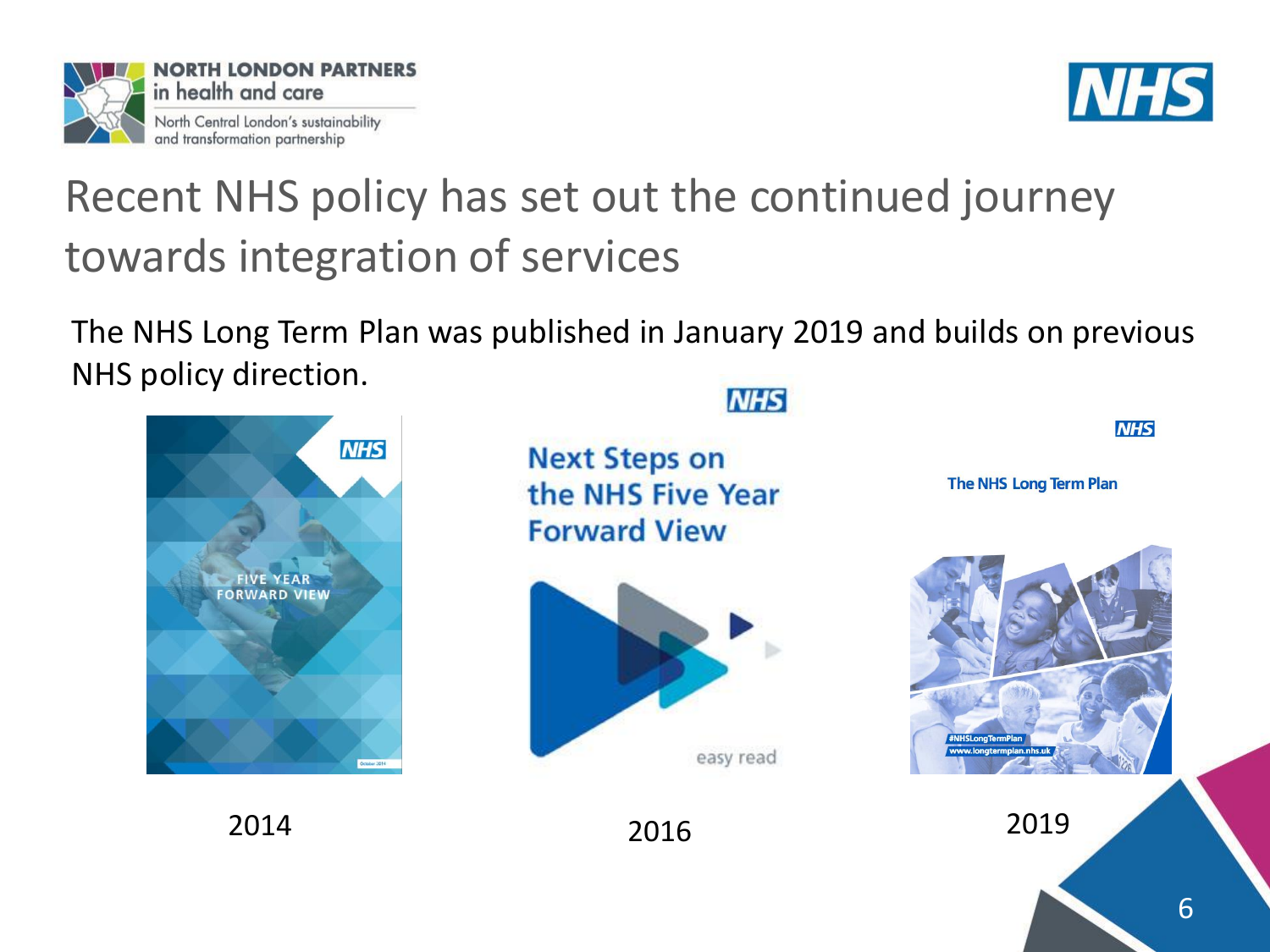# Recent NHS policy has set out the continued journey towards integration of services

The NHS Long Term Plan was published in January 2019 and builds on previous NHS policy direction.

FIVE YEAR FORWARD VIEW

2014

Next Steps on the NHS Five Year Forward View

easy read

2016

The NHS Long Term Plan

2019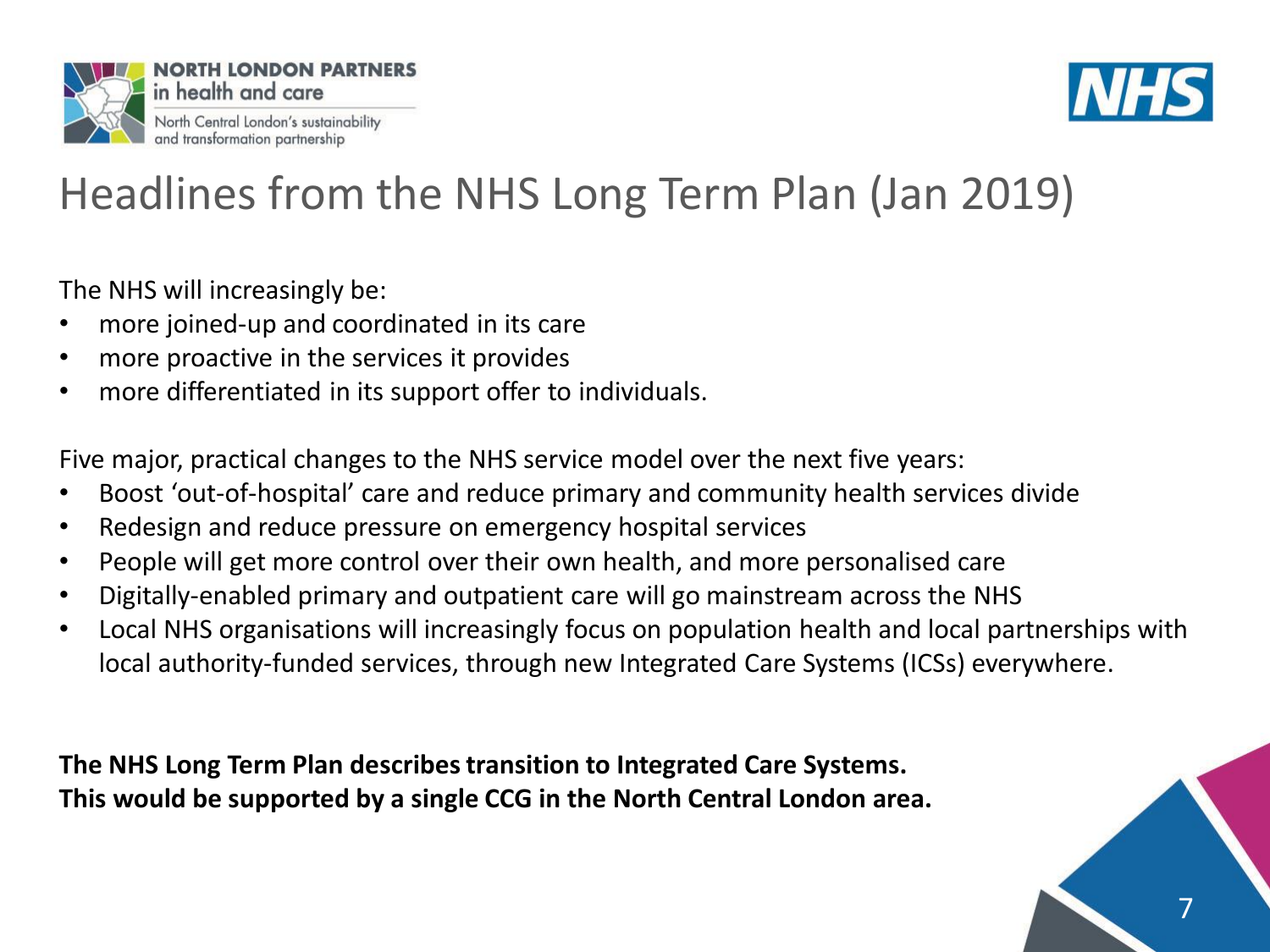# Headlines from the NHS Long Term Plan (Jan 2019)

The NHS will increasingly be:

- more joined-up and coordinated in its care
- more proactive in the services it provides
- more differentiated in its support offer to individuals.

Five major, practical changes to the NHS service model over the next five years:

- Boost 'out-of-hospital' care and reduce primary and community health services divide
- Redesign and reduce pressure on emergency hospital services
- People will get more control over their own health, and more personalised care
- Digitally-enabled primary and outpatient care will go mainstream across the NHS
- Local NHS organisations will increasingly focus on population health and local partnerships with local authority-funded services, through new Integrated Care Systems (ICSs) everywhere.

**The NHS Long Term Plan describes transition to Integrated Care Systems.**
**This would be supported by a single CCG in the North Central London area.**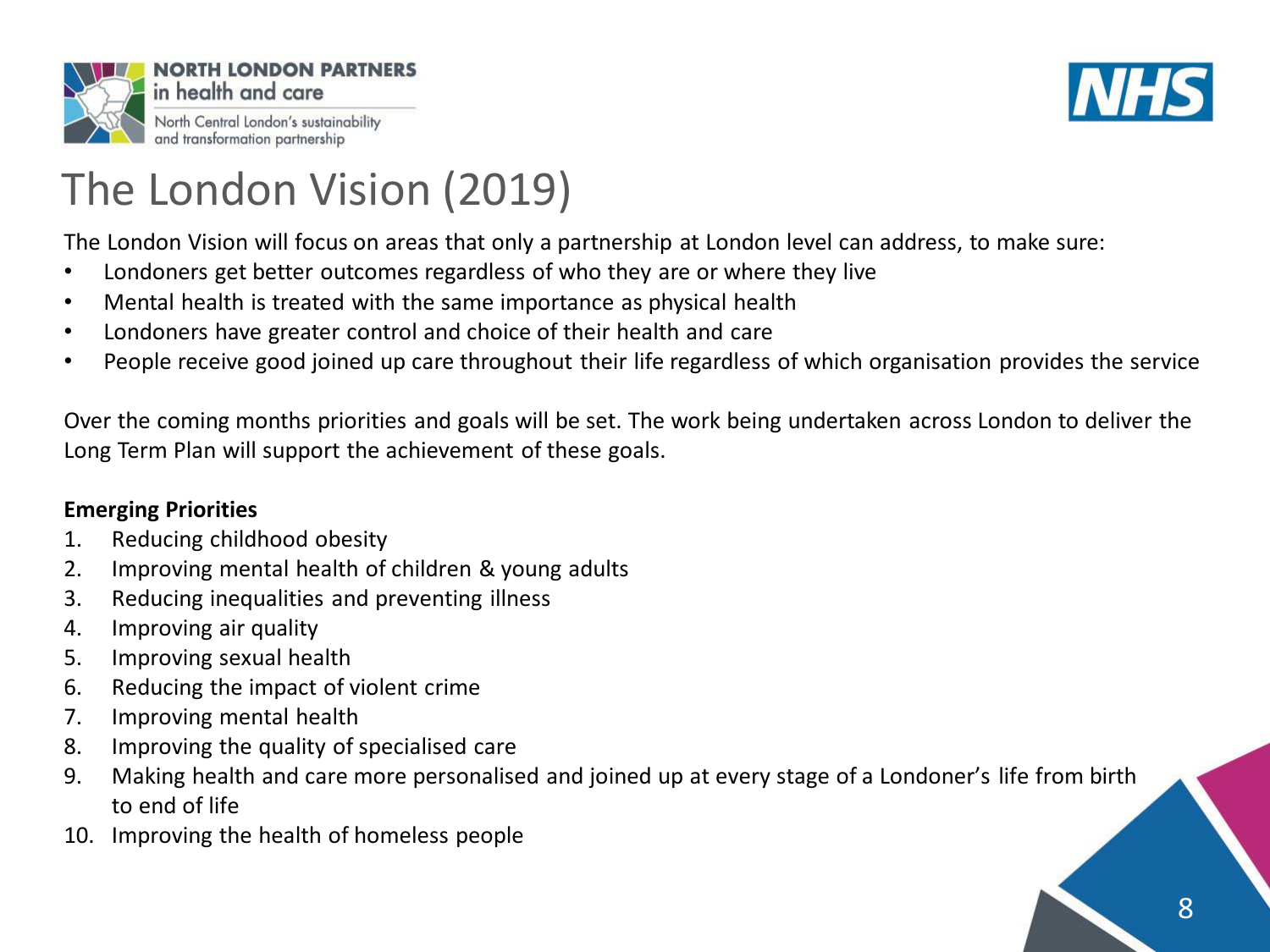# The London Vision (2019)

The London Vision will focus on areas that only a partnership at London level can address, to make sure:

- Londoners get better outcomes regardless of who they are or where they live
- Mental health is treated with the same importance as physical health
- Londoners have greater control and choice of their health and care
- People receive good joined up care throughout their life regardless of which organisation provides the service

Over the coming months priorities and goals will be set. The work being undertaken across London to deliver the Long Term Plan will support the achievement of these goals.

**Emerging Priorities**

1. Reducing childhood obesity
2. Improving mental health of children & young adults
3. Reducing inequalities and preventing illness
4. Improving air quality
5. Improving sexual health
6. Reducing the impact of violent crime
7. Improving mental health
8. Improving the quality of specialised care
9. Making health and care more personalised and joined up at every stage of a Londoner's life from birth to end of life
10. Improving the health of homeless people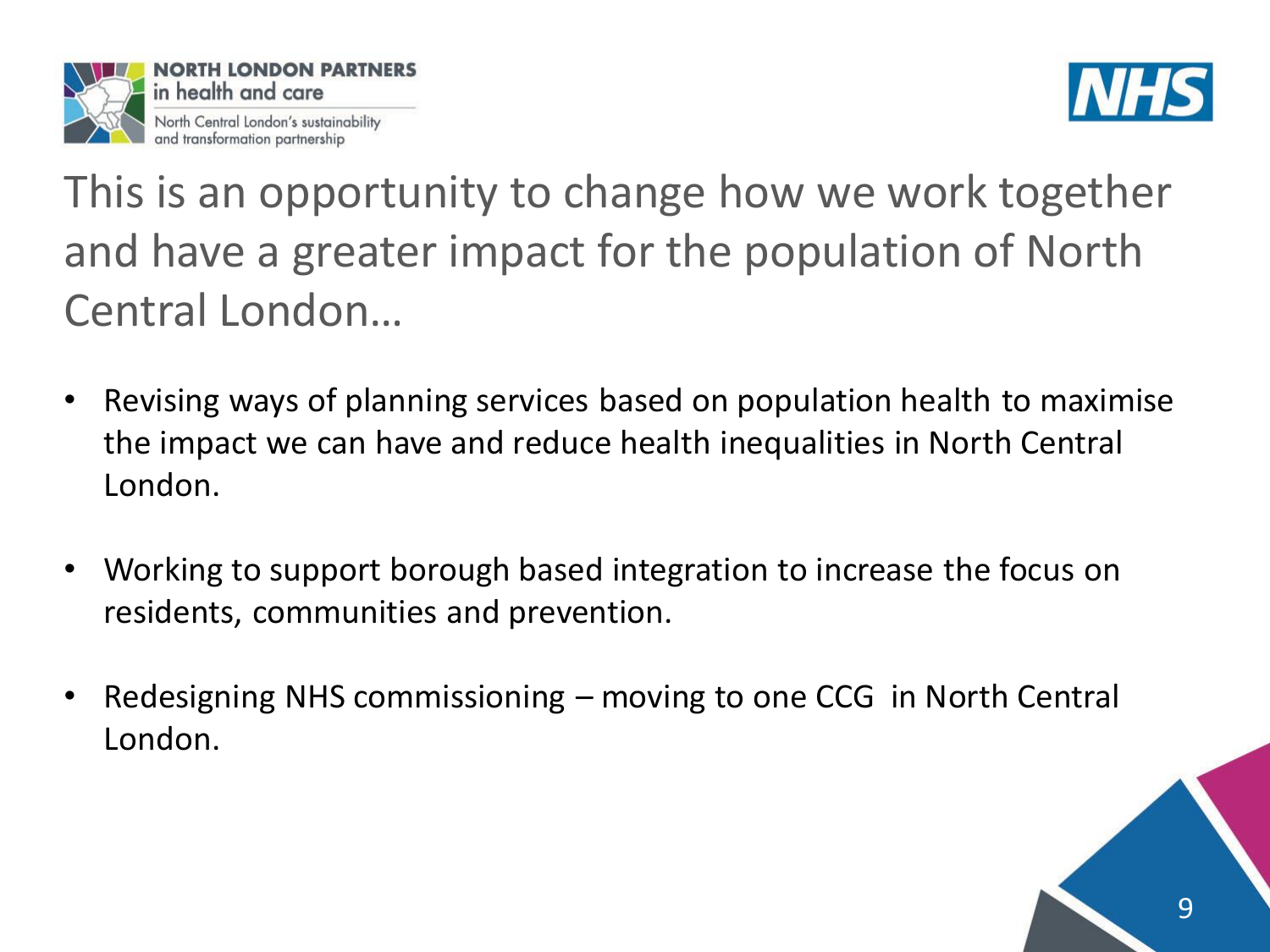# This is an opportunity to change how we work together and have a greater impact for the population of North Central London…

- Revising ways of planning services based on population health to maximise the impact we can have and reduce health inequalities in North Central London.
- Working to support borough based integration to increase the focus on residents, communities and prevention.
- Redesigning NHS commissioning – moving to one CCG in North Central London.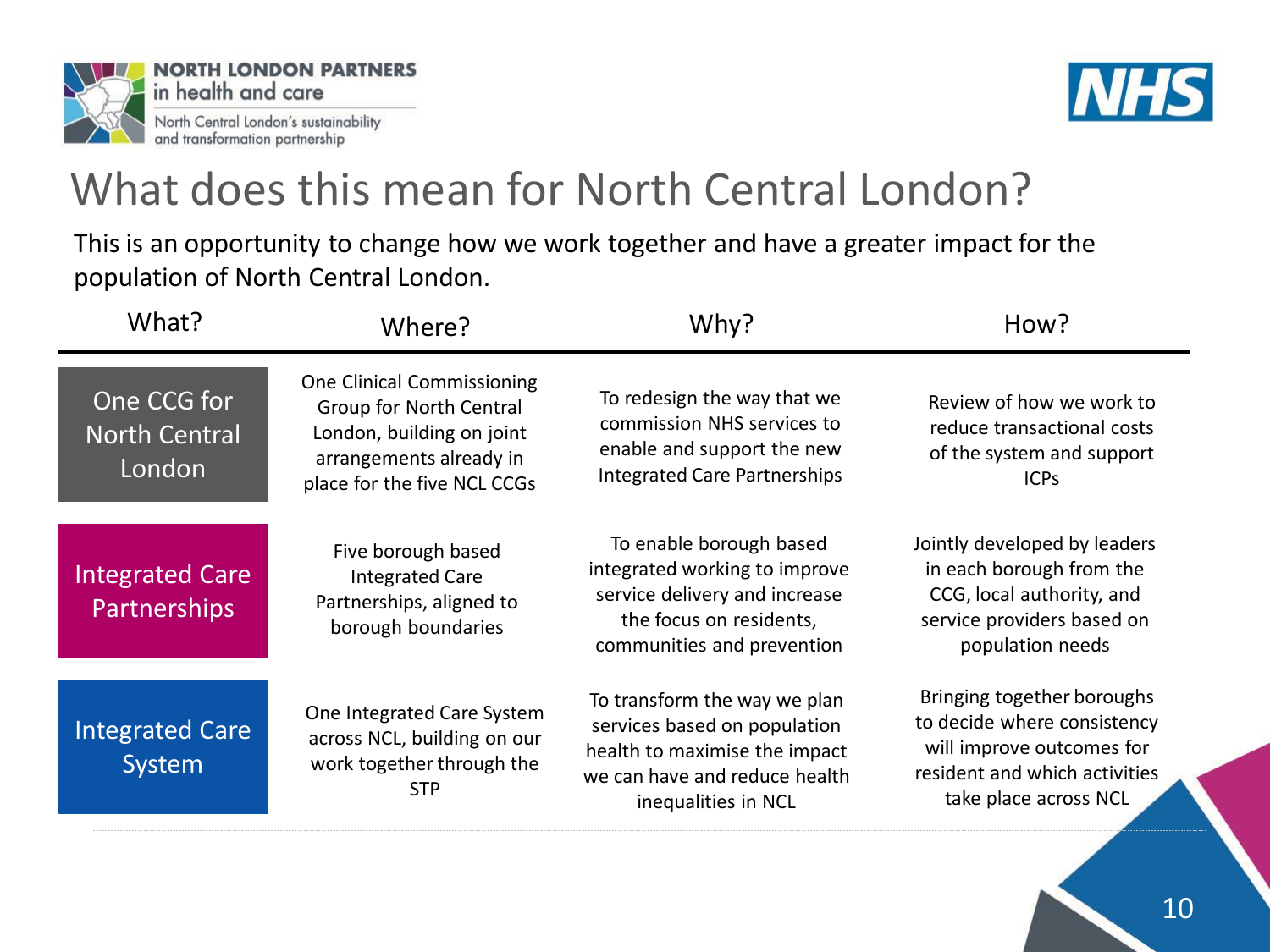# What does this mean for North Central London?

This is an opportunity to change how we work together and have a greater impact for the population of North Central London.

| What? | Where? | Why? | How? |
|---|---|---|---|
| One CCG for North Central London | One Clinical Commissioning Group for North Central London, building on joint arrangements already in place for the five NCL CCGs | To redesign the way that we commission NHS services to enable and support the new Integrated Care Partnerships | Review of how we work to reduce transactional costs of the system and support ICPs |
| Integrated Care Partnerships | Five borough based Integrated Care Partnerships, aligned to borough boundaries | To enable borough based integrated working to improve service delivery and increase the focus on residents, communities and prevention | Jointly developed by leaders in each borough from the CCG, local authority, and service providers based on population needs |
| Integrated Care System | One Integrated Care System across NCL, building on our work together through the STP | To transform the way we plan services based on population health to maximise the impact we can have and reduce health inequalities in NCL | Bringing together boroughs to decide where consistency will improve outcomes for resident and which activities take place across NCL |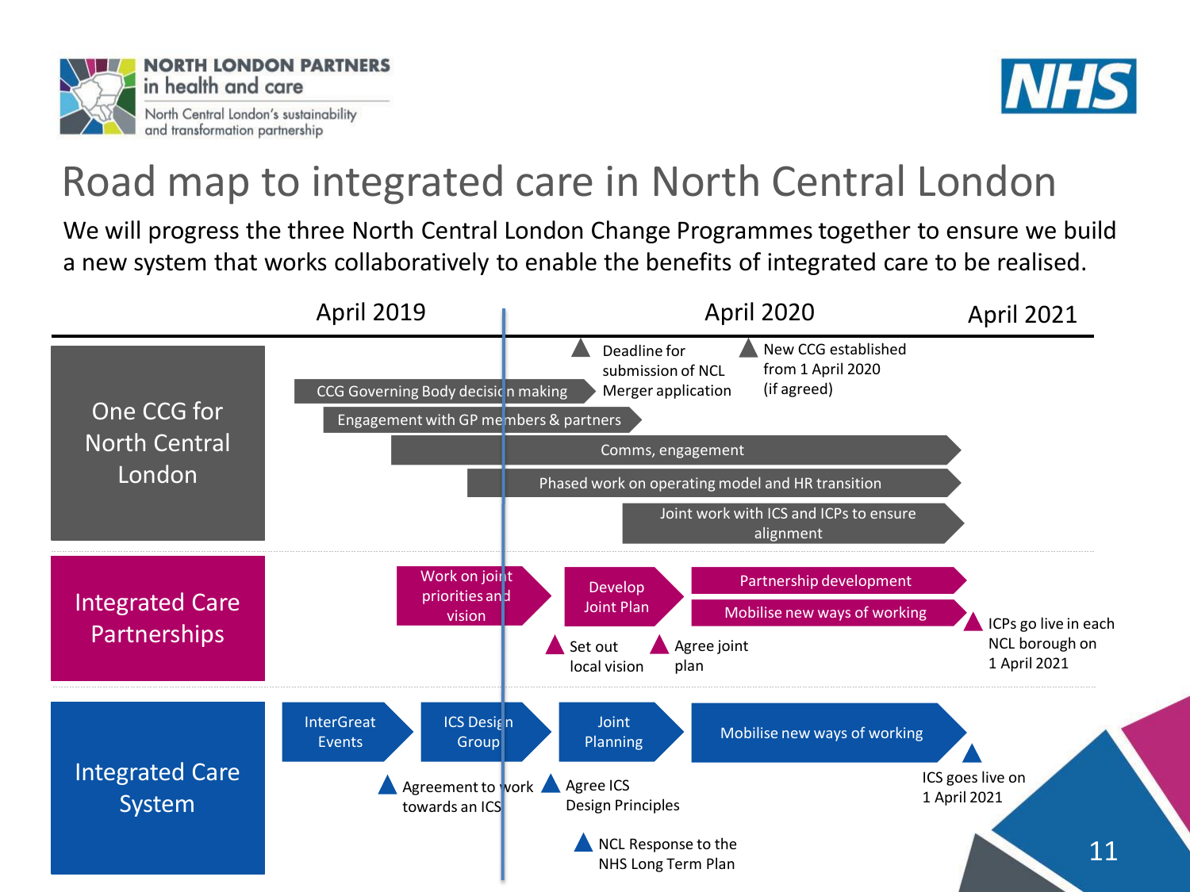# Road map to integrated care in North Central London

We will progress the three North Central London Change Programmes together to ensure we build a new system that works collaboratively to enable the benefits of integrated care to be realised.

**Timeline:** April 2019 — April 2020 — April 2021

## One CCG for North Central London

- CCG Governing Body decision making
- Engagement with GP members & partners
- Comms, engagement
- Phased work on operating model and HR transition
- Joint work with ICS and ICPs to ensure alignment

Milestones:
- Deadline for submission of NCL Merger application
- New CCG established from 1 April 2020 (if agreed)

## Integrated Care Partnerships

- Work on joint priorities and vision
- Develop Joint Plan
- Partnership development
- Mobilise new ways of working

Milestones:
- Set out local vision
- Agree joint plan
- ICPs go live in each NCL borough on 1 April 2021

## Integrated Care System

- InterGreat Events
- ICS Design Group
- Joint Planning
- Mobilise new ways of working

Milestones:
- Agreement to work towards an ICS
- Agree ICS Design Principles
- NCL Response to the NHS Long Term Plan
- ICS goes live on 1 April 2021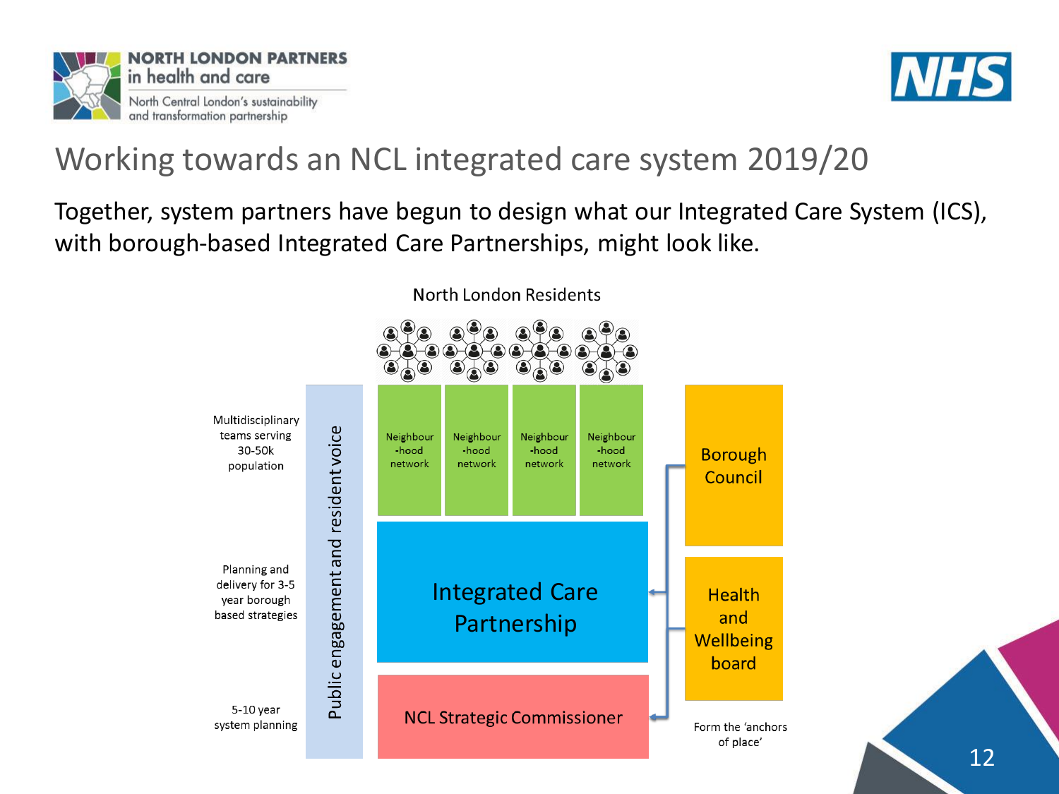# Working towards an NCL integrated care system 2019/20

Together, system partners have begun to design what our Integrated Care System (ICS), with borough-based Integrated Care Partnerships, might look like.

North London Residents

Multidisciplinary teams serving 30-50k population

Planning and delivery for 3-5 year borough based strategies

5-10 year system planning

Public engagement and resident voice

Neighbour-hood network

Neighbour-hood network

Neighbour-hood network

Neighbour-hood network

Integrated Care Partnership

NCL Strategic Commissioner

Borough Council

Health and Wellbeing board

Form the 'anchors of place'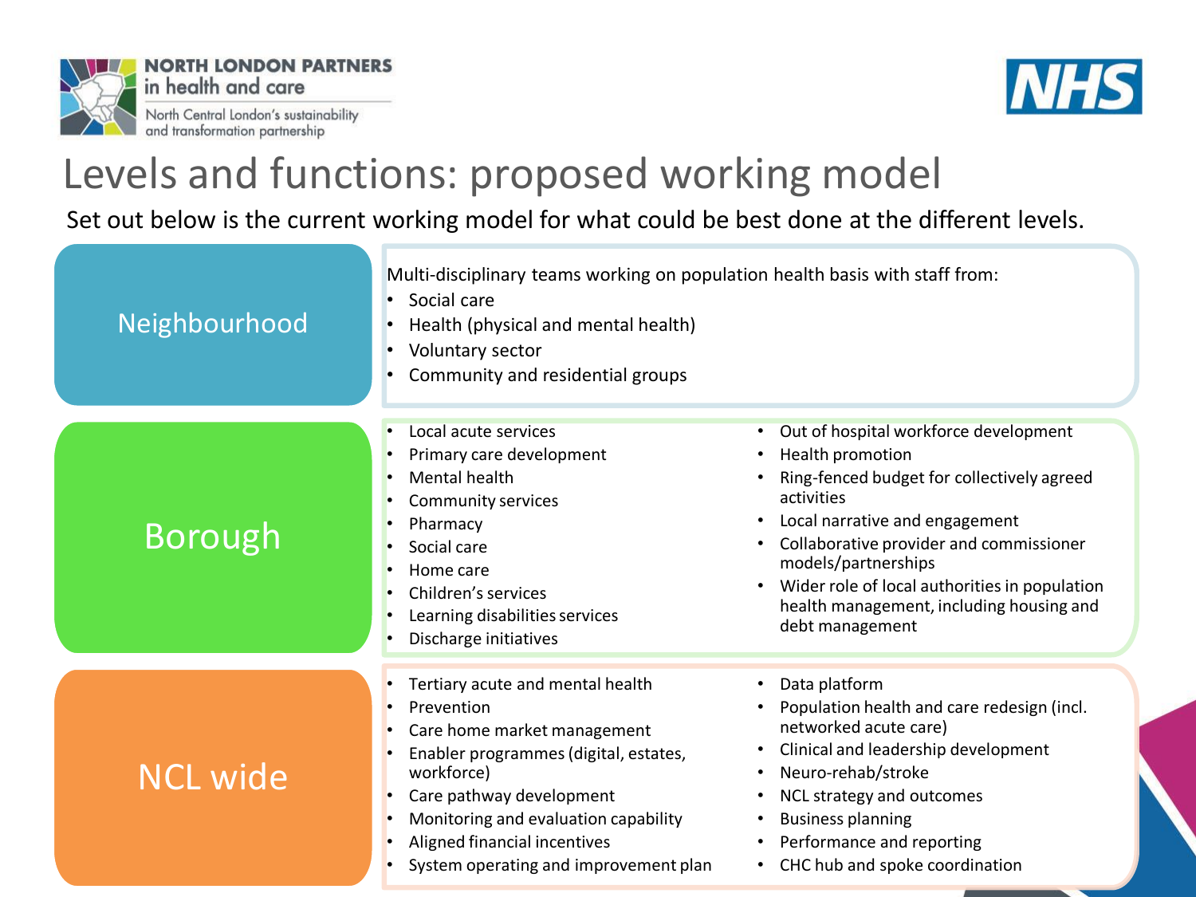# Levels and functions: proposed working model

Set out below is the current working model for what could be best done at the different levels.

## Neighbourhood

Multi-disciplinary teams working on population health basis with staff from:

- Social care
- Health (physical and mental health)
- Voluntary sector
- Community and residential groups

## Borough

- Local acute services
- Primary care development
- Mental health
- Community services
- Pharmacy
- Social care
- Home care
- Children's services
- Learning disabilities services
- Discharge initiatives
- Out of hospital workforce development
- Health promotion
- Ring-fenced budget for collectively agreed activities
- Local narrative and engagement
- Collaborative provider and commissioner models/partnerships
- Wider role of local authorities in population health management, including housing and debt management

## NCL wide

- Tertiary acute and mental health
- Prevention
- Care home market management
- Enabler programmes (digital, estates, workforce)
- Care pathway development
- Monitoring and evaluation capability
- Aligned financial incentives
- System operating and improvement plan
- Data platform
- Population health and care redesign (incl. networked acute care)
- Clinical and leadership development
- Neuro-rehab/stroke
- NCL strategy and outcomes
- Business planning
- Performance and reporting
- CHC hub and spoke coordination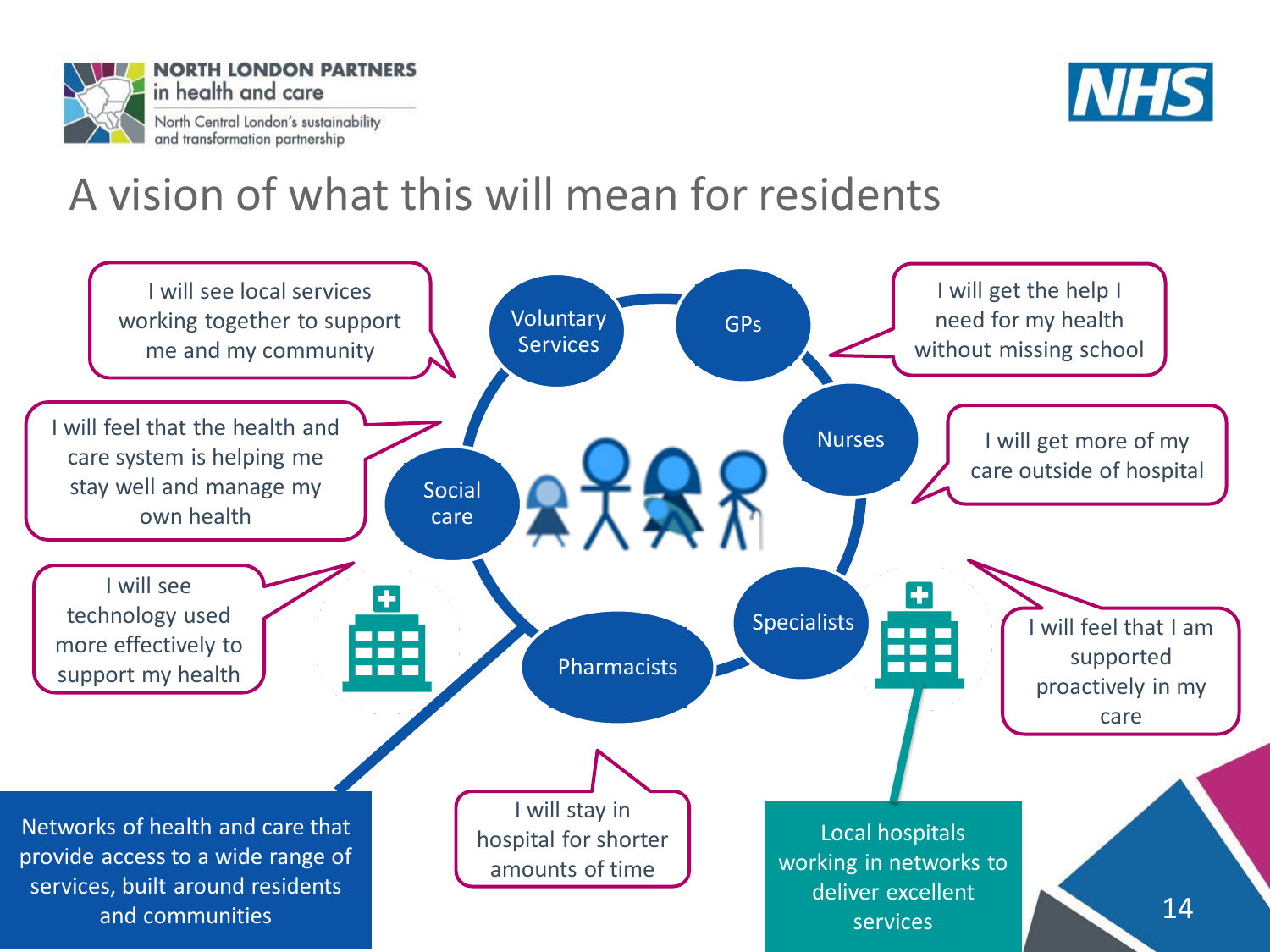NORTH LONDON PARTNERS in health and care

North Central London's sustainability and transformation partnership

# A vision of what this will mean for residents

Voluntary Services

GPs

Nurses

Social care

Specialists

Pharmacists

I will see local services working together to support me and my community

I will get the help I need for my health without missing school

I will feel that the health and care system is helping me stay well and manage my own health

I will get more of my care outside of hospital

I will see technology used more effectively to support my health

I will feel that I am supported proactively in my care

I will stay in hospital for shorter amounts of time

Networks of health and care that provide access to a wide range of services, built around residents and communities

Local hospitals working in networks to deliver excellent services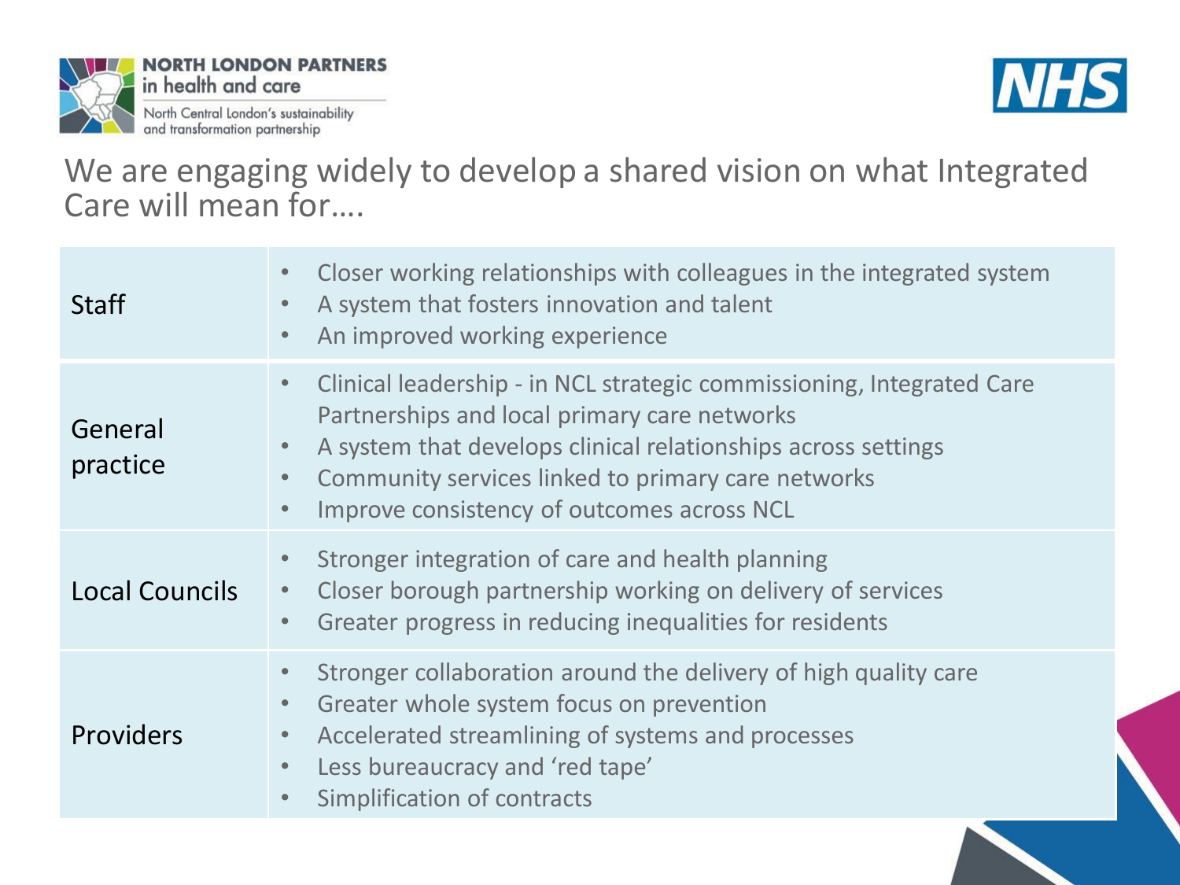NORTH LONDON PARTNERS in health and care

North Central London's sustainability and transformation partnership

NHS

# We are engaging widely to develop a shared vision on what Integrated Care will mean for….

| | |
|---|---|
| Staff | • Closer working relationships with colleagues in the integrated system<br>• A system that fosters innovation and talent<br>• An improved working experience |
| General practice | • Clinical leadership - in NCL strategic commissioning, Integrated Care Partnerships and local primary care networks<br>• A system that develops clinical relationships across settings<br>• Community services linked to primary care networks<br>• Improve consistency of outcomes across NCL |
| Local Councils | • Stronger integration of care and health planning<br>• Closer borough partnership working on delivery of services<br>• Greater progress in reducing inequalities for residents |
| Providers | • Stronger collaboration around the delivery of high quality care<br>• Greater whole system focus on prevention<br>• Accelerated streamlining of systems and processes<br>• Less bureaucracy and 'red tape'<br>• Simplification of contracts |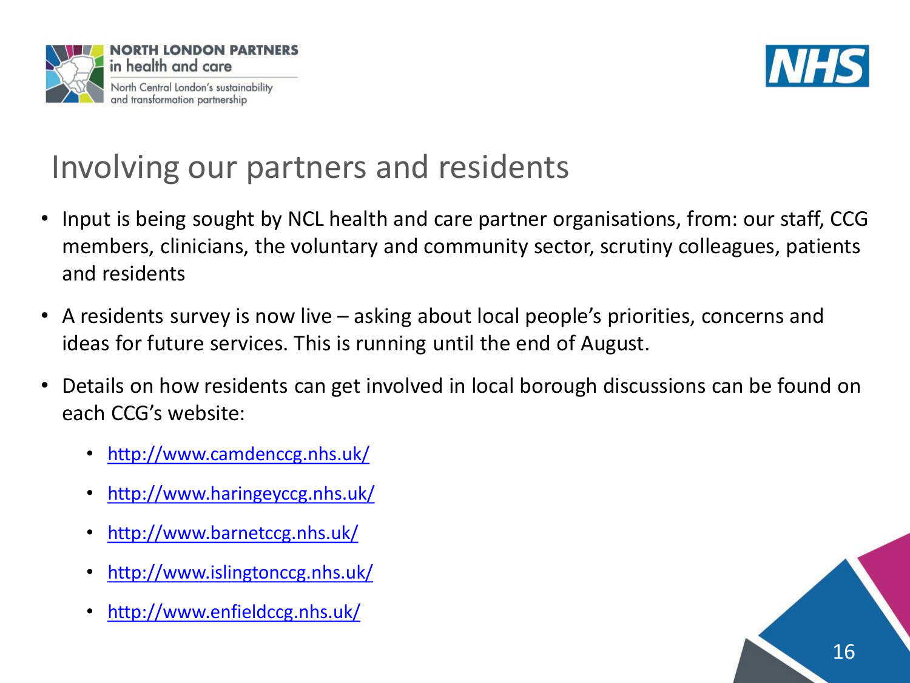# Involving our partners and residents

- Input is being sought by NCL health and care partner organisations, from: our staff, CCG members, clinicians, the voluntary and community sector, scrutiny colleagues, patients and residents
- A residents survey is now live – asking about local people's priorities, concerns and ideas for future services. This is running until the end of August.
- Details on how residents can get involved in local borough discussions can be found on each CCG's website:
  - http://www.camdenccg.nhs.uk/
  - http://www.haringeyccg.nhs.uk/
  - http://www.barnetccg.nhs.uk/
  - http://www.islingtonccg.nhs.uk/
  - http://www.enfieldccg.nhs.uk/